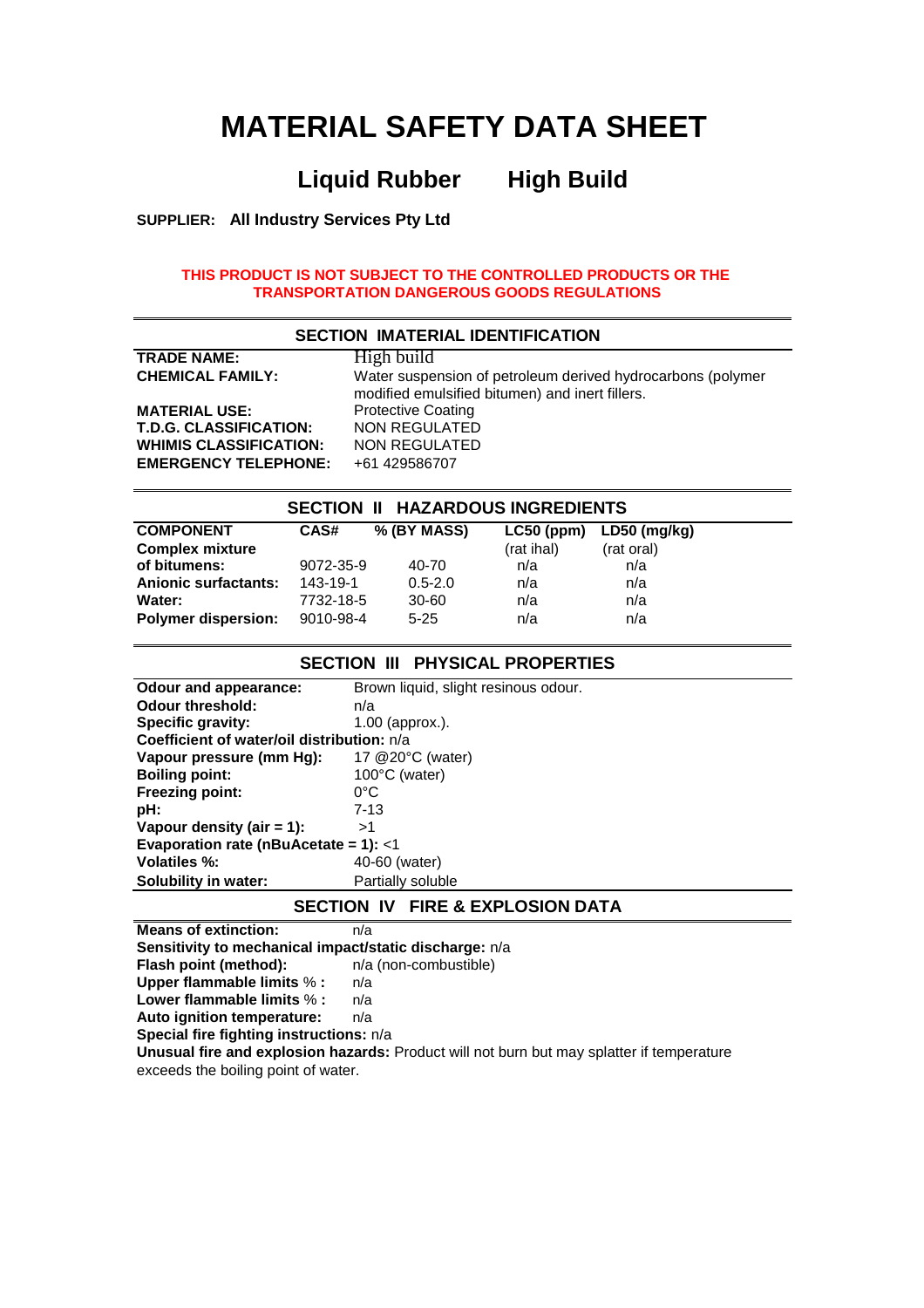# MATERIAL SAFETY DATA SHEET

## Liquid Rubber High Build

**SUPPLIER: All Industry Services Pty Ltd**

**THIS PRODUCT IS NOT SUBJECT TO THE CONTROLLED PRODUCTS OR THE TRANSPORTATION DANGEROUS GOODS REGULATIONS**

## SECTION IMATERIAL IDENTIFICATION

| | |
|---|---|
| **TRADE NAME:** | High build |
| **CHEMICAL FAMILY:** | Water suspension of petroleum derived hydrocarbons (polymer modified emulsified bitumen) and inert fillers. |
| **MATERIAL USE:** | Protective Coating |
| **T.D.G. CLASSIFICATION:** | NON REGULATED |
| **WHIMIS CLASSIFICATION:** | NON REGULATED |
| **EMERGENCY TELEPHONE:** | +61 429586707 |

## SECTION II HAZARDOUS INGREDIENTS

| COMPONENT | CAS# | % (BY MASS) | LC50 (ppm) (rat ihal) | LD50 (mg/kg) (rat oral) |
|---|---|---|---|---|
| **Complex mixture of bitumens:** | 9072-35-9 | 40-70 | n/a | n/a |
| **Anionic surfactants:** | 143-19-1 | 0.5-2.0 | n/a | n/a |
| **Water:** | 7732-18-5 | 30-60 | n/a | n/a |
| **Polymer dispersion:** | 9010-98-4 | 5-25 | n/a | n/a |

## SECTION III PHYSICAL PROPERTIES

**Odour and appearance:** Brown liquid, slight resinous odour.
**Odour threshold:** n/a
**Specific gravity:** 1.00 (approx.).
**Coefficient of water/oil distribution:** n/a
**Vapour pressure (mm Hg):** 17 @20°C (water)
**Boiling point:** 100°C (water)
**Freezing point:** 0°C
**pH:** 7-13
**Vapour density (air = 1):** >1
**Evaporation rate (nBuAcetate = 1):** <1
**Volatiles %:** 40-60 (water)
**Solubility in water:** Partially soluble

## SECTION IV FIRE & EXPLOSION DATA

**Means of extinction:** n/a
**Sensitivity to mechanical impact/static discharge:** n/a
**Flash point (method):** n/a (non-combustible)
**Upper flammable limits % :** n/a
**Lower flammable limits % :** n/a
**Auto ignition temperature:** n/a
**Special fire fighting instructions:** n/a
**Unusual fire and explosion hazards:** Product will not burn but may splatter if temperature exceeds the boiling point of water.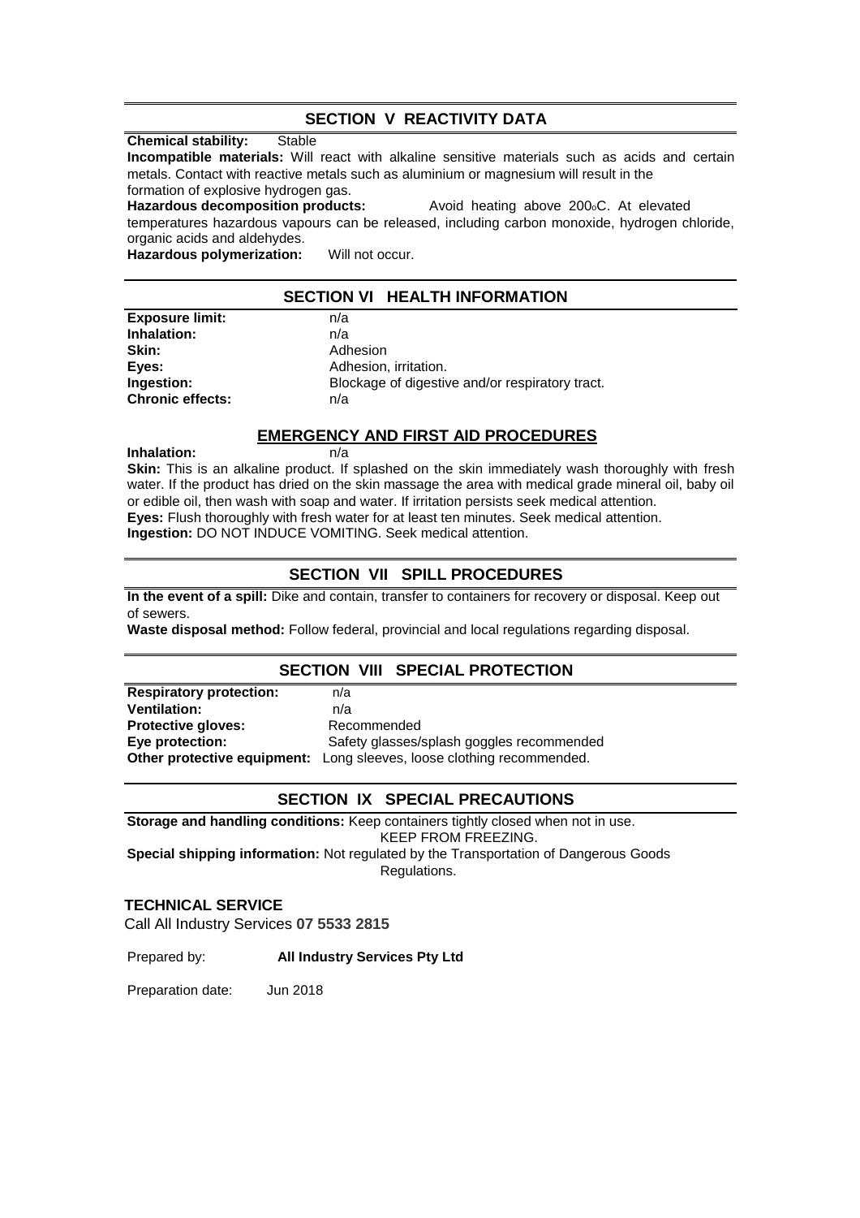## SECTION V REACTIVITY DATA

**Chemical stability:** Stable

**Incompatible materials:** Will react with alkaline sensitive materials such as acids and certain metals. Contact with reactive metals such as aluminium or magnesium will result in the formation of explosive hydrogen gas.

**Hazardous decomposition products:** Avoid heating above 200oC. At elevated temperatures hazardous vapours can be released, including carbon monoxide, hydrogen chloride, organic acids and aldehydes.

**Hazardous polymerization:** Will not occur.

## SECTION VI HEALTH INFORMATION

| | |
|---|---|
| **Exposure limit:** | n/a |
| **Inhalation:** | n/a |
| **Skin:** | Adhesion |
| **Eyes:** | Adhesion, irritation. |
| **Ingestion:** | Blockage of digestive and/or respiratory tract. |
| **Chronic effects:** | n/a |

### EMERGENCY AND FIRST AID PROCEDURES

**Inhalation:** n/a

**Skin:** This is an alkaline product. If splashed on the skin immediately wash thoroughly with fresh water. If the product has dried on the skin massage the area with medical grade mineral oil, baby oil or edible oil, then wash with soap and water. If irritation persists seek medical attention.

**Eyes:** Flush thoroughly with fresh water for at least ten minutes. Seek medical attention.

**Ingestion:** DO NOT INDUCE VOMITING. Seek medical attention.

## SECTION VII SPILL PROCEDURES

**In the event of a spill:** Dike and contain, transfer to containers for recovery or disposal. Keep out of sewers.

**Waste disposal method:** Follow federal, provincial and local regulations regarding disposal.

## SECTION VIII SPECIAL PROTECTION

| | |
|---|---|
| **Respiratory protection:** | n/a |
| **Ventilation:** | n/a |
| **Protective gloves:** | Recommended |
| **Eye protection:** | Safety glasses/splash goggles recommended |
| **Other protective equipment:** | Long sleeves, loose clothing recommended. |

## SECTION IX SPECIAL PRECAUTIONS

**Storage and handling conditions:** Keep containers tightly closed when not in use.
KEEP FROM FREEZING.

**Special shipping information:** Not regulated by the Transportation of Dangerous Goods Regulations.

**TECHNICAL SERVICE**

Call All Industry Services **07 5533 2815**

Prepared by: **All Industry Services Pty Ltd**

Preparation date: Jun 2018